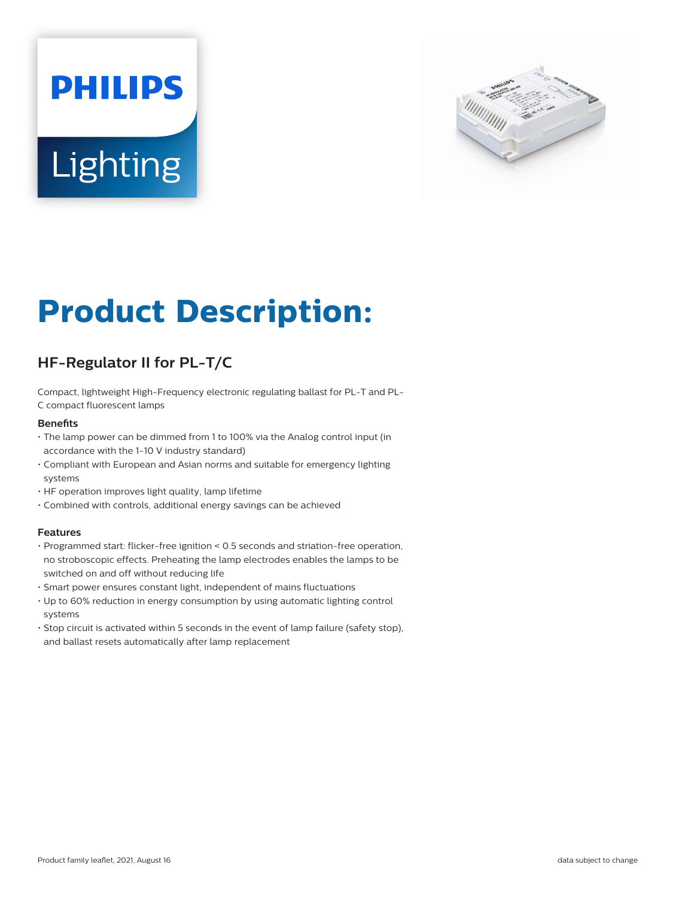# Product Description:

## HF-Regulator II for PL-T/C

Compact, lightweight High-Frequency electronic regulating ballast for PL-T and PL-C compact fluorescent lamps

### Benefits

- The lamp power can be dimmed from 1 to 100% via the Analog control input (in accordance with the 1-10 V industry standard)
- Compliant with European and Asian norms and suitable for emergency lighting systems
- HF operation improves light quality, lamp lifetime
- Combined with controls, additional energy savings can be achieved

### Features

- Programmed start: flicker-free ignition < 0.5 seconds and striation-free operation, no stroboscopic effects. Preheating the lamp electrodes enables the lamps to be switched on and off without reducing life
- Smart power ensures constant light, independent of mains fluctuations
- Up to 60% reduction in energy consumption by using automatic lighting control systems
- Stop circuit is activated within 5 seconds in the event of lamp failure (safety stop), and ballast resets automatically after lamp replacement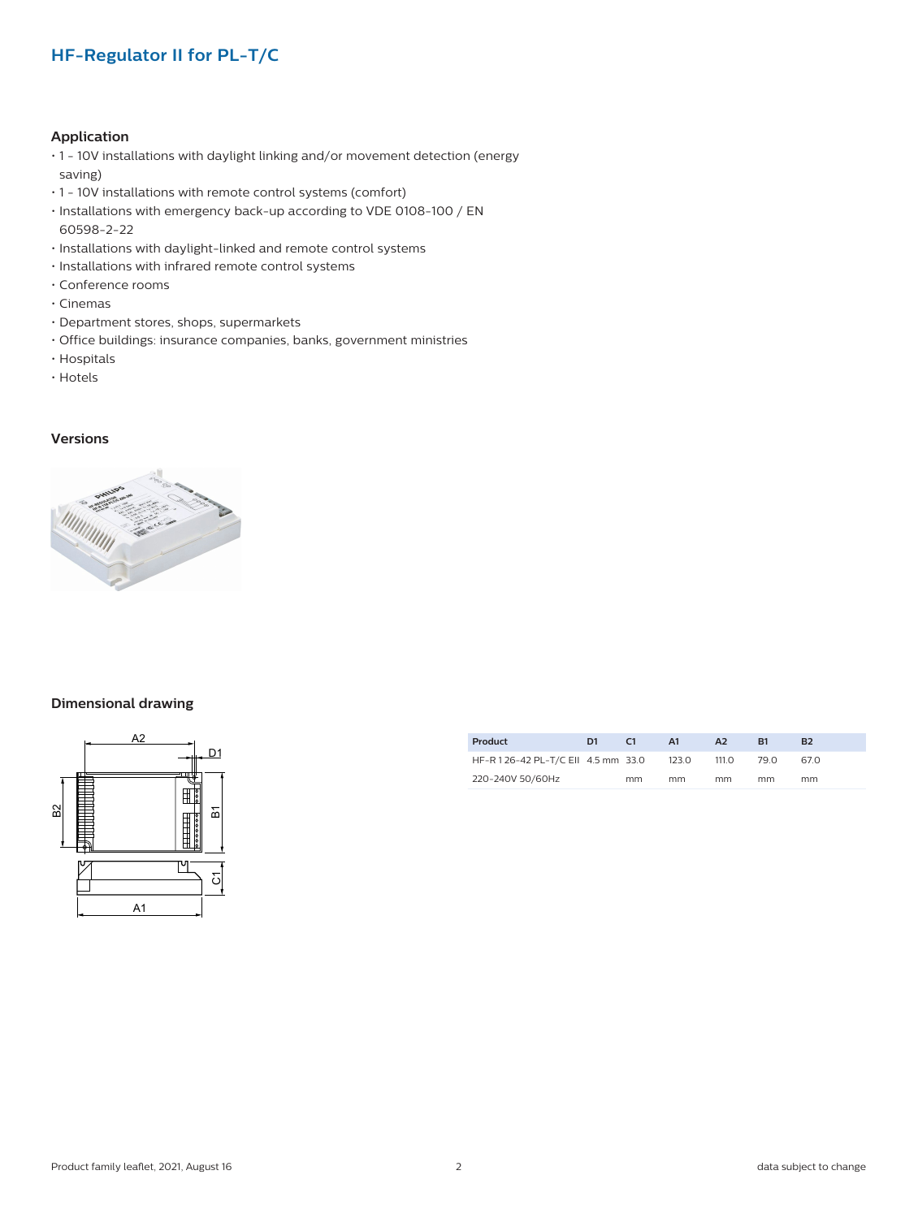## HF-Regulator II for PL-T/C

### Application

- 1 - 10V installations with daylight linking and/or movement detection (energy saving)
- 1 - 10V installations with remote control systems (comfort)
- Installations with emergency back-up according to VDE 0108-100 / EN 60598-2-22
- Installations with daylight-linked and remote control systems
- Installations with infrared remote control systems
- Conference rooms
- Cinemas
- Department stores, shops, supermarkets
- Office buildings: insurance companies, banks, government ministries
- Hospitals
- Hotels

### Versions

### Dimensional drawing

| Product | D1 | C1 | A1 | A2 | B1 | B2 |
|---|---|---|---|---|---|---|
| HF-R 1 26-42 PL-T/C EII 220-240V 50/60Hz | 4.5 mm | 33.0 mm | 123.0 mm | 111.0 mm | 79.0 mm | 67.0 mm |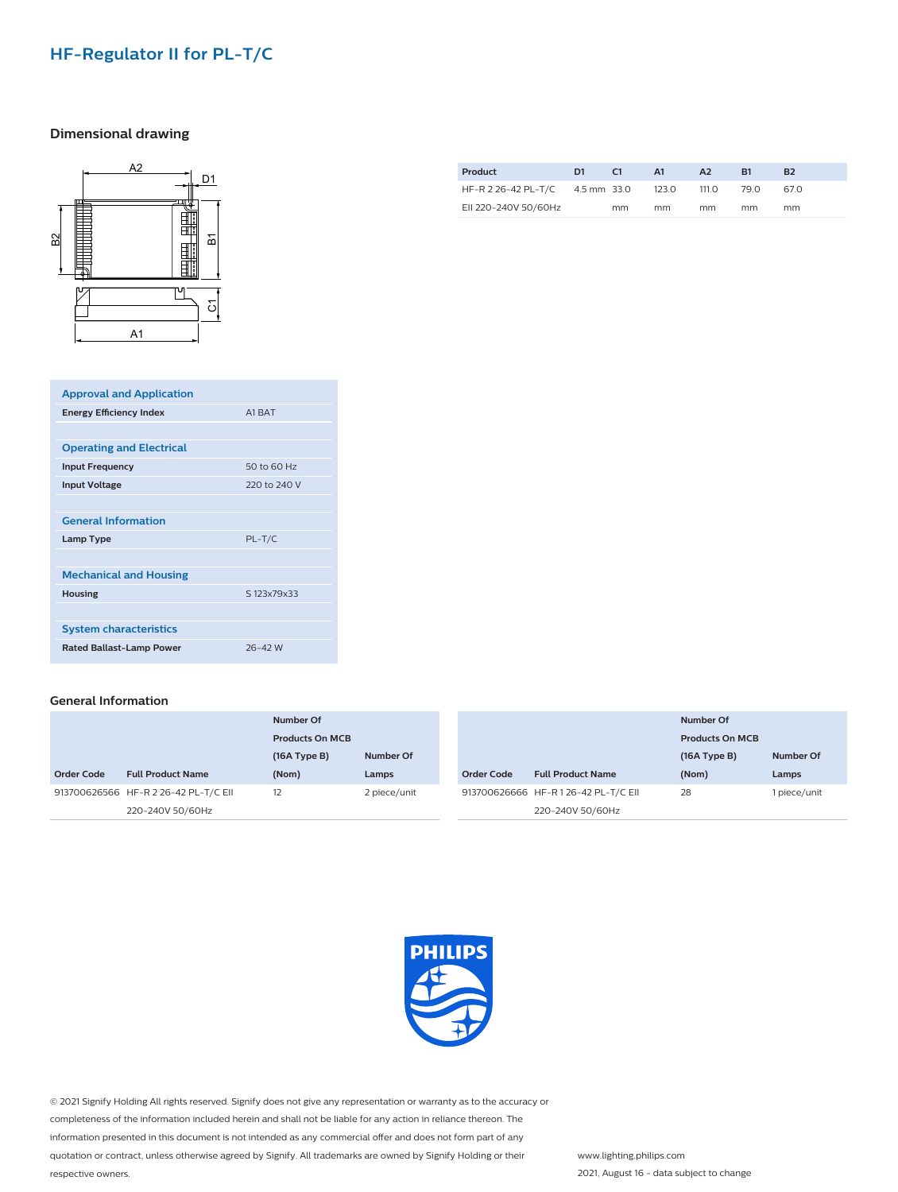# HF-Regulator II for PL-T/C

## Dimensional drawing

A2
D1
B2
B1
C1
A1

| Product | D1 | C1 | A1 | A2 | B1 | B2 |
|---|---|---|---|---|---|---|
| HF-R 2 26-42 PL-T/C EII 220-240V 50/60Hz | 4.5 mm | 33.0 mm | 123.0 mm | 111.0 mm | 79.0 mm | 67.0 mm |

| | |
|---|---|
| **Approval and Application** | |
| **Energy Efficiency Index** | A1 BAT |
| **Operating and Electrical** | |
| **Input Frequency** | 50 to 60 Hz |
| **Input Voltage** | 220 to 240 V |
| **General Information** | |
| **Lamp Type** | PL-T/C |
| **Mechanical and Housing** | |
| **Housing** | S 123x79x33 |
| **System characteristics** | |
| **Rated Ballast-Lamp Power** | 26-42 W |

## General Information

| Order Code | Full Product Name | Number Of Products On MCB (16A Type B) (Nom) | Number Of Lamps |
|---|---|---|---|
| 913700626566 | HF-R 2 26-42 PL-T/C EII 220-240V 50/60Hz | 12 | 2 piece/unit |

| Order Code | Full Product Name | Number Of Products On MCB (16A Type B) (Nom) | Number Of Lamps |
|---|---|---|---|
| 913700626666 | HF-R 1 26-42 PL-T/C EII 220-240V 50/60Hz | 28 | 1 piece/unit |

© 2021 Signify Holding All rights reserved. Signify does not give any representation or warranty as to the accuracy or completeness of the information included herein and shall not be liable for any action in reliance thereon. The information presented in this document is not intended as any commercial offer and does not form part of any quotation or contract, unless otherwise agreed by Signify. All trademarks are owned by Signify Holding or their respective owners.

www.lighting.philips.com

2021, August 16 - data subject to change